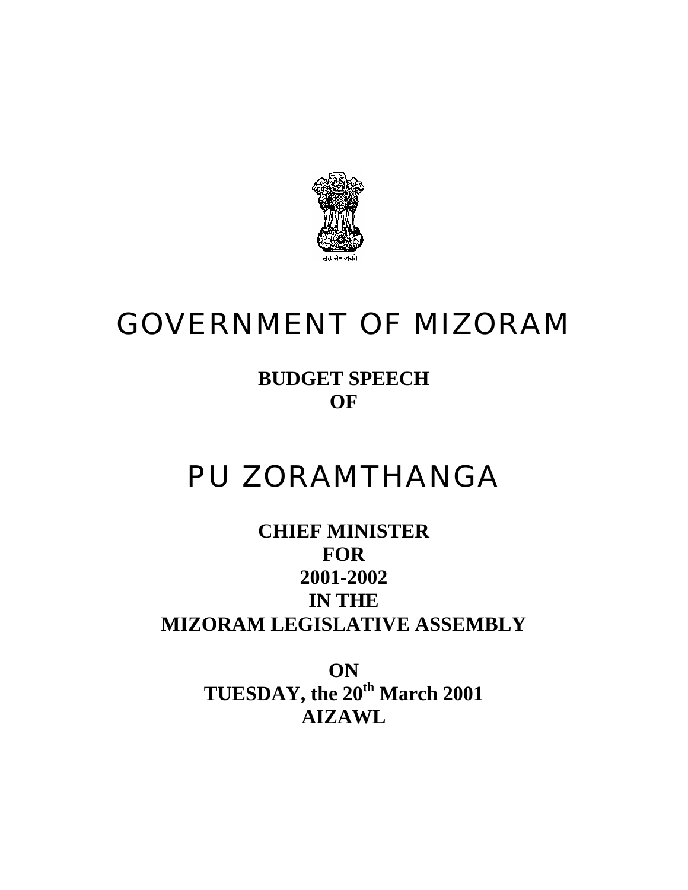सत्यमेव जयते

# GOVERNMENT OF MIZORAM

**BUDGET SPEECH**
**OF**

# PU ZORAMTHANGA

**CHIEF MINISTER**
**FOR**
**2001-2002**
**IN THE**
**MIZORAM LEGISLATIVE ASSEMBLY**

**ON**
**TUESDAY, the 20th March 2001**
**AIZAWL**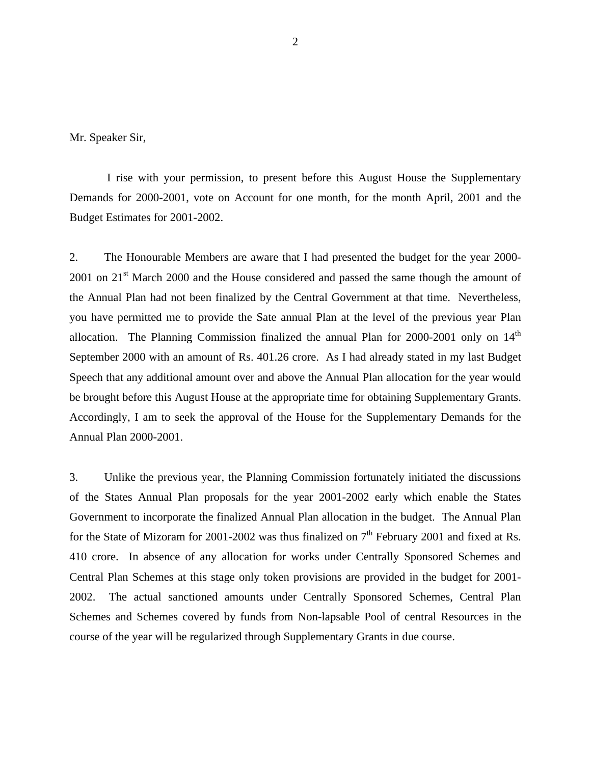Mr. Speaker Sir,

I rise with your permission, to present before this August House the Supplementary Demands for 2000-2001, vote on Account for one month, for the month April, 2001 and the Budget Estimates for 2001-2002.

2. The Honourable Members are aware that I had presented the budget for the year 2000-2001 on 21st March 2000 and the House considered and passed the same though the amount of the Annual Plan had not been finalized by the Central Government at that time. Nevertheless, you have permitted me to provide the Sate annual Plan at the level of the previous year Plan allocation. The Planning Commission finalized the annual Plan for 2000-2001 only on 14th September 2000 with an amount of Rs. 401.26 crore. As I had already stated in my last Budget Speech that any additional amount over and above the Annual Plan allocation for the year would be brought before this August House at the appropriate time for obtaining Supplementary Grants. Accordingly, I am to seek the approval of the House for the Supplementary Demands for the Annual Plan 2000-2001.

3. Unlike the previous year, the Planning Commission fortunately initiated the discussions of the States Annual Plan proposals for the year 2001-2002 early which enable the States Government to incorporate the finalized Annual Plan allocation in the budget. The Annual Plan for the State of Mizoram for 2001-2002 was thus finalized on 7th February 2001 and fixed at Rs. 410 crore. In absence of any allocation for works under Centrally Sponsored Schemes and Central Plan Schemes at this stage only token provisions are provided in the budget for 2001-2002. The actual sanctioned amounts under Centrally Sponsored Schemes, Central Plan Schemes and Schemes covered by funds from Non-lapsable Pool of central Resources in the course of the year will be regularized through Supplementary Grants in due course.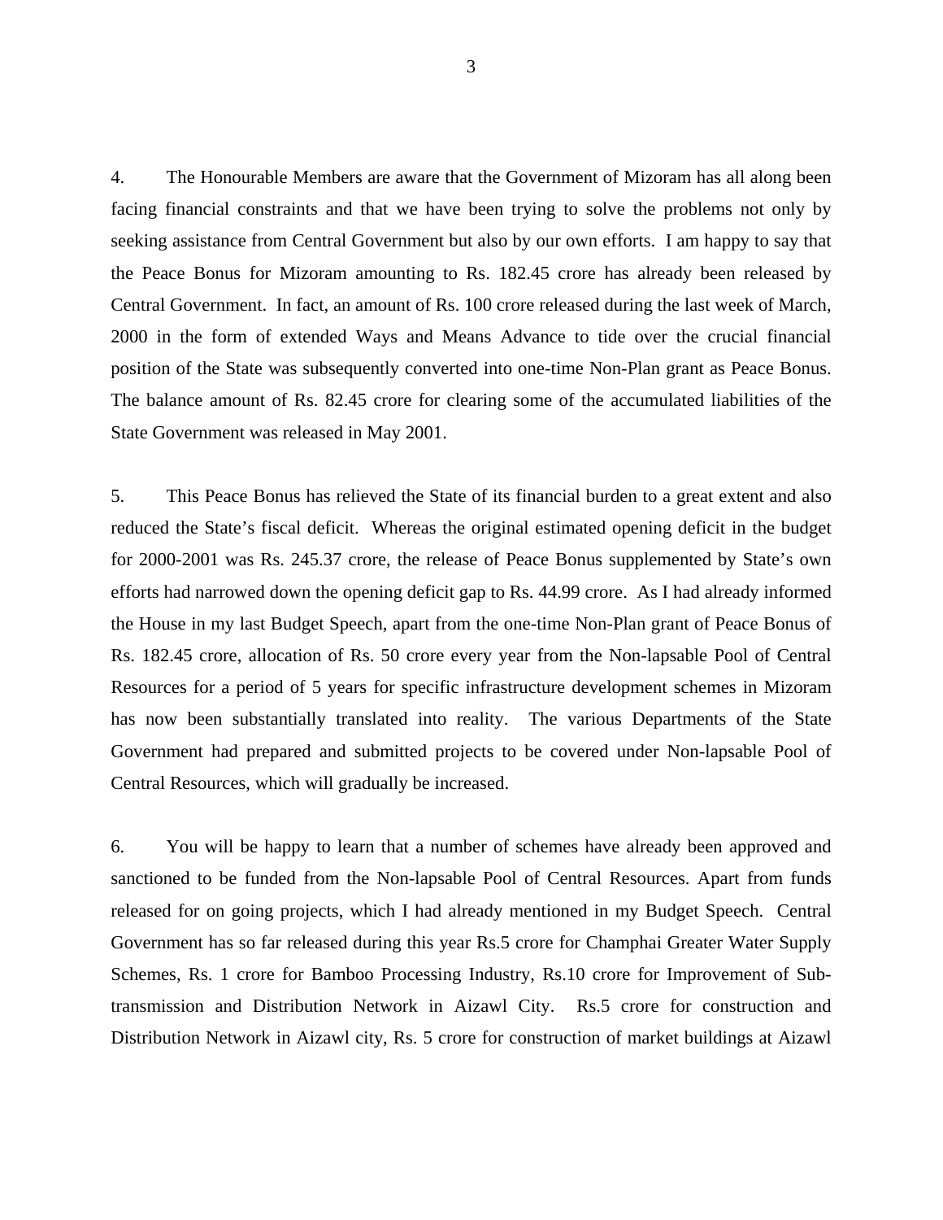4. The Honourable Members are aware that the Government of Mizoram has all along been facing financial constraints and that we have been trying to solve the problems not only by seeking assistance from Central Government but also by our own efforts. I am happy to say that the Peace Bonus for Mizoram amounting to Rs. 182.45 crore has already been released by Central Government. In fact, an amount of Rs. 100 crore released during the last week of March, 2000 in the form of extended Ways and Means Advance to tide over the crucial financial position of the State was subsequently converted into one-time Non-Plan grant as Peace Bonus. The balance amount of Rs. 82.45 crore for clearing some of the accumulated liabilities of the State Government was released in May 2001.

5. This Peace Bonus has relieved the State of its financial burden to a great extent and also reduced the State's fiscal deficit. Whereas the original estimated opening deficit in the budget for 2000-2001 was Rs. 245.37 crore, the release of Peace Bonus supplemented by State's own efforts had narrowed down the opening deficit gap to Rs. 44.99 crore. As I had already informed the House in my last Budget Speech, apart from the one-time Non-Plan grant of Peace Bonus of Rs. 182.45 crore, allocation of Rs. 50 crore every year from the Non-lapsable Pool of Central Resources for a period of 5 years for specific infrastructure development schemes in Mizoram has now been substantially translated into reality. The various Departments of the State Government had prepared and submitted projects to be covered under Non-lapsable Pool of Central Resources, which will gradually be increased.

6. You will be happy to learn that a number of schemes have already been approved and sanctioned to be funded from the Non-lapsable Pool of Central Resources. Apart from funds released for on going projects, which I had already mentioned in my Budget Speech. Central Government has so far released during this year Rs.5 crore for Champhai Greater Water Supply Schemes, Rs. 1 crore for Bamboo Processing Industry, Rs.10 crore for Improvement of Sub-transmission and Distribution Network in Aizawl City. Rs.5 crore for construction and Distribution Network in Aizawl city, Rs. 5 crore for construction of market buildings at Aizawl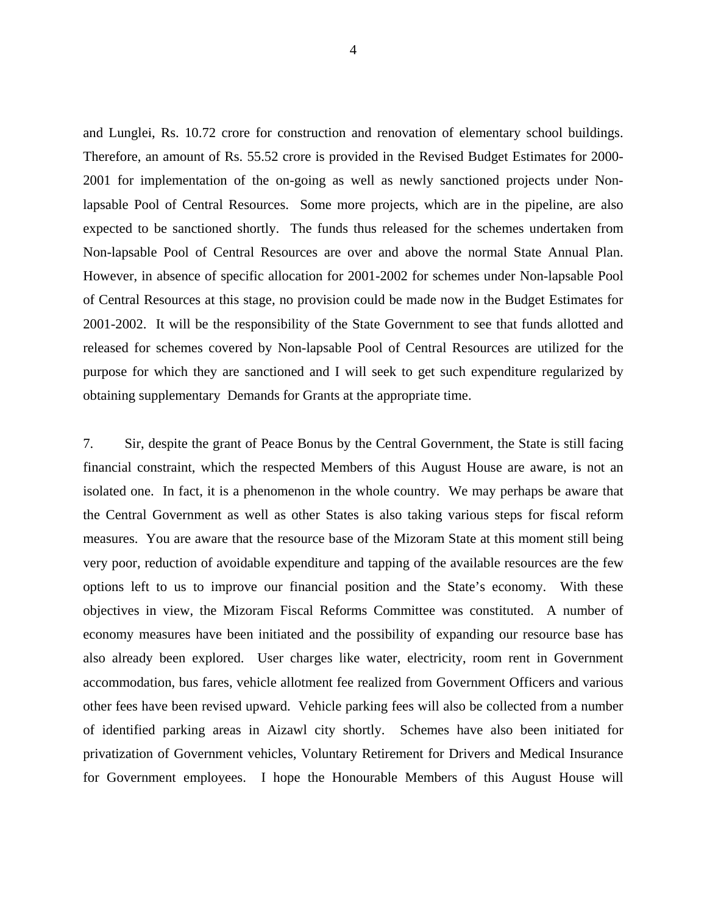and Lunglei, Rs. 10.72 crore for construction and renovation of elementary school buildings. Therefore, an amount of Rs. 55.52 crore is provided in the Revised Budget Estimates for 2000-2001 for implementation of the on-going as well as newly sanctioned projects under Non-lapsable Pool of Central Resources. Some more projects, which are in the pipeline, are also expected to be sanctioned shortly. The funds thus released for the schemes undertaken from Non-lapsable Pool of Central Resources are over and above the normal State Annual Plan. However, in absence of specific allocation for 2001-2002 for schemes under Non-lapsable Pool of Central Resources at this stage, no provision could be made now in the Budget Estimates for 2001-2002. It will be the responsibility of the State Government to see that funds allotted and released for schemes covered by Non-lapsable Pool of Central Resources are utilized for the purpose for which they are sanctioned and I will seek to get such expenditure regularized by obtaining supplementary Demands for Grants at the appropriate time.

7. Sir, despite the grant of Peace Bonus by the Central Government, the State is still facing financial constraint, which the respected Members of this August House are aware, is not an isolated one. In fact, it is a phenomenon in the whole country. We may perhaps be aware that the Central Government as well as other States is also taking various steps for fiscal reform measures. You are aware that the resource base of the Mizoram State at this moment still being very poor, reduction of avoidable expenditure and tapping of the available resources are the few options left to us to improve our financial position and the State's economy. With these objectives in view, the Mizoram Fiscal Reforms Committee was constituted. A number of economy measures have been initiated and the possibility of expanding our resource base has also already been explored. User charges like water, electricity, room rent in Government accommodation, bus fares, vehicle allotment fee realized from Government Officers and various other fees have been revised upward. Vehicle parking fees will also be collected from a number of identified parking areas in Aizawl city shortly. Schemes have also been initiated for privatization of Government vehicles, Voluntary Retirement for Drivers and Medical Insurance for Government employees. I hope the Honourable Members of this August House will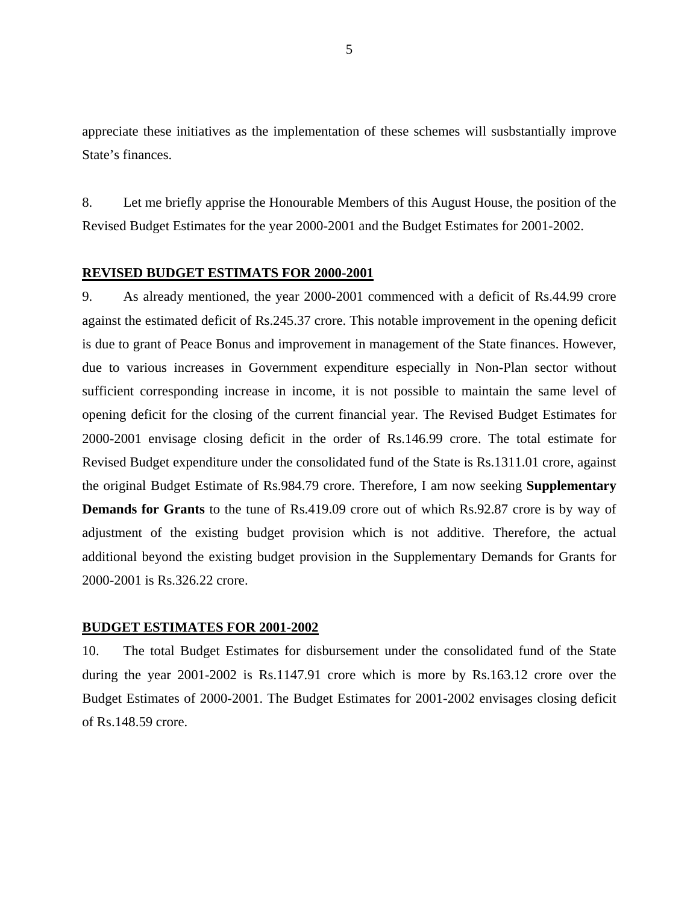appreciate these initiatives as the implementation of these schemes will susbstantially improve State's finances.

8. Let me briefly apprise the Honourable Members of this August House, the position of the Revised Budget Estimates for the year 2000-2001 and the Budget Estimates for 2001-2002.

## REVISED BUDGET ESTIMATS FOR 2000-2001

9. As already mentioned, the year 2000-2001 commenced with a deficit of Rs.44.99 crore against the estimated deficit of Rs.245.37 crore. This notable improvement in the opening deficit is due to grant of Peace Bonus and improvement in management of the State finances. However, due to various increases in Government expenditure especially in Non-Plan sector without sufficient corresponding increase in income, it is not possible to maintain the same level of opening deficit for the closing of the current financial year. The Revised Budget Estimates for 2000-2001 envisage closing deficit in the order of Rs.146.99 crore. The total estimate for Revised Budget expenditure under the consolidated fund of the State is Rs.1311.01 crore, against the original Budget Estimate of Rs.984.79 crore. Therefore, I am now seeking **Supplementary Demands for Grants** to the tune of Rs.419.09 crore out of which Rs.92.87 crore is by way of adjustment of the existing budget provision which is not additive. Therefore, the actual additional beyond the existing budget provision in the Supplementary Demands for Grants for 2000-2001 is Rs.326.22 crore.

## BUDGET ESTIMATES FOR 2001-2002

10. The total Budget Estimates for disbursement under the consolidated fund of the State during the year 2001-2002 is Rs.1147.91 crore which is more by Rs.163.12 crore over the Budget Estimates of 2000-2001. The Budget Estimates for 2001-2002 envisages closing deficit of Rs.148.59 crore.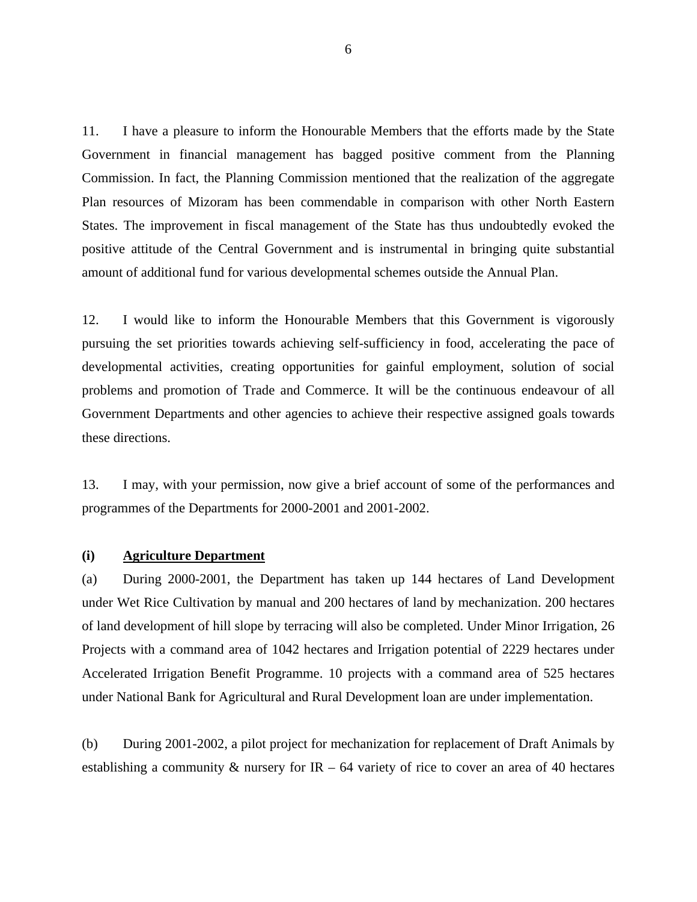11. I have a pleasure to inform the Honourable Members that the efforts made by the State Government in financial management has bagged positive comment from the Planning Commission. In fact, the Planning Commission mentioned that the realization of the aggregate Plan resources of Mizoram has been commendable in comparison with other North Eastern States. The improvement in fiscal management of the State has thus undoubtedly evoked the positive attitude of the Central Government and is instrumental in bringing quite substantial amount of additional fund for various developmental schemes outside the Annual Plan.

12. I would like to inform the Honourable Members that this Government is vigorously pursuing the set priorities towards achieving self-sufficiency in food, accelerating the pace of developmental activities, creating opportunities for gainful employment, solution of social problems and promotion of Trade and Commerce. It will be the continuous endeavour of all Government Departments and other agencies to achieve their respective assigned goals towards these directions.

13. I may, with your permission, now give a brief account of some of the performances and programmes of the Departments for 2000-2001 and 2001-2002.

**(i) <u>Agriculture Department</u>**

(a) During 2000-2001, the Department has taken up 144 hectares of Land Development under Wet Rice Cultivation by manual and 200 hectares of land by mechanization. 200 hectares of land development of hill slope by terracing will also be completed. Under Minor Irrigation, 26 Projects with a command area of 1042 hectares and Irrigation potential of 2229 hectares under Accelerated Irrigation Benefit Programme. 10 projects with a command area of 525 hectares under National Bank for Agricultural and Rural Development loan are under implementation.

(b) During 2001-2002, a pilot project for mechanization for replacement of Draft Animals by establishing a community & nursery for IR – 64 variety of rice to cover an area of 40 hectares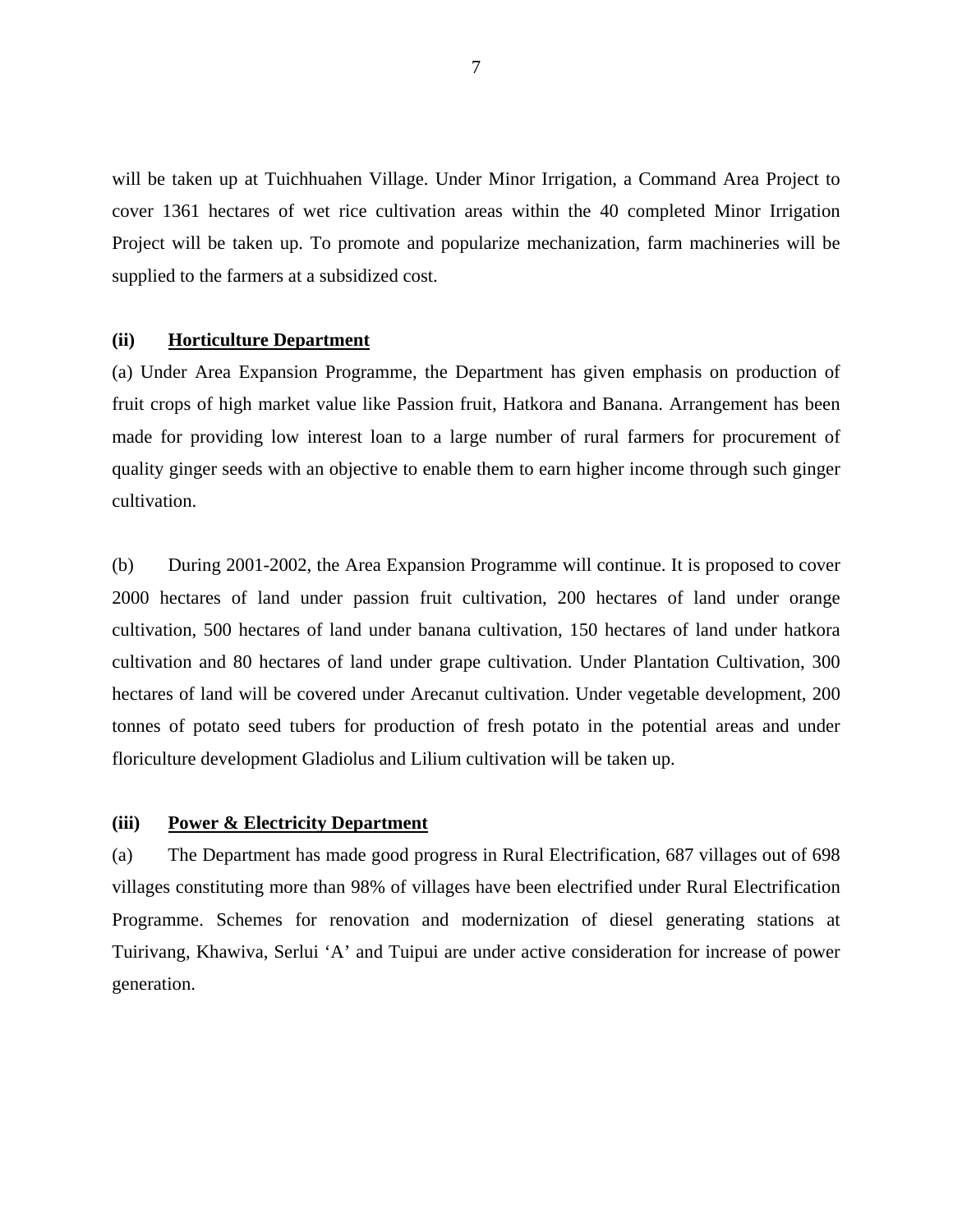will be taken up at Tuichhuahen Village. Under Minor Irrigation, a Command Area Project to cover 1361 hectares of wet rice cultivation areas within the 40 completed Minor Irrigation Project will be taken up. To promote and popularize mechanization, farm machineries will be supplied to the farmers at a subsidized cost.

**(ii) <u>Horticulture Department</u>**

(a) Under Area Expansion Programme, the Department has given emphasis on production of fruit crops of high market value like Passion fruit, Hatkora and Banana. Arrangement has been made for providing low interest loan to a large number of rural farmers for procurement of quality ginger seeds with an objective to enable them to earn higher income through such ginger cultivation.

(b) During 2001-2002, the Area Expansion Programme will continue. It is proposed to cover 2000 hectares of land under passion fruit cultivation, 200 hectares of land under orange cultivation, 500 hectares of land under banana cultivation, 150 hectares of land under hatkora cultivation and 80 hectares of land under grape cultivation. Under Plantation Cultivation, 300 hectares of land will be covered under Arecanut cultivation. Under vegetable development, 200 tonnes of potato seed tubers for production of fresh potato in the potential areas and under floriculture development Gladiolus and Lilium cultivation will be taken up.

**(iii) <u>Power & Electricity Department</u>**

(a) The Department has made good progress in Rural Electrification, 687 villages out of 698 villages constituting more than 98% of villages have been electrified under Rural Electrification Programme. Schemes for renovation and modernization of diesel generating stations at Tuirivang, Khawiva, Serlui 'A' and Tuipui are under active consideration for increase of power generation.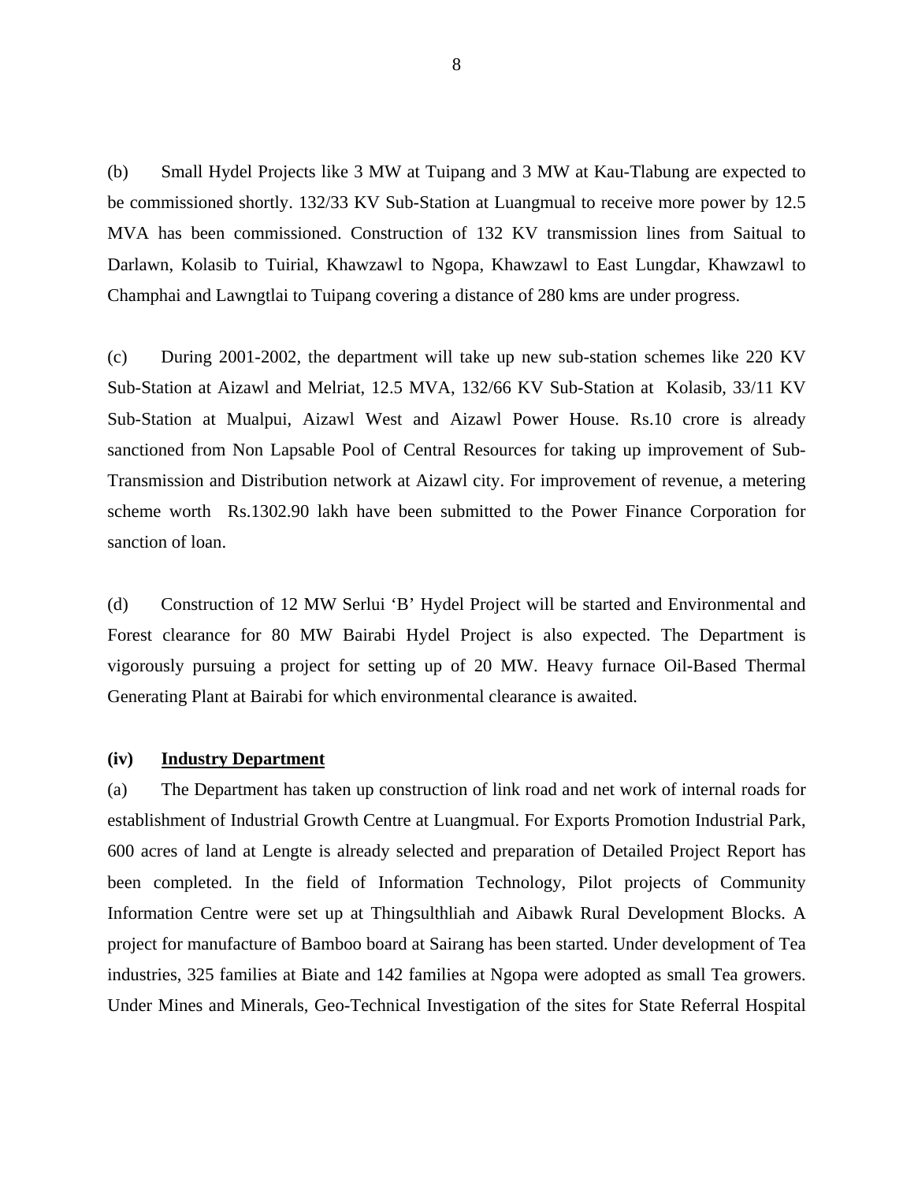(b) Small Hydel Projects like 3 MW at Tuipang and 3 MW at Kau-Tlabung are expected to be commissioned shortly. 132/33 KV Sub-Station at Luangmual to receive more power by 12.5 MVA has been commissioned. Construction of 132 KV transmission lines from Saitual to Darlawn, Kolasib to Tuirial, Khawzawl to Ngopa, Khawzawl to East Lungdar, Khawzawl to Champhai and Lawngtlai to Tuipang covering a distance of 280 kms are under progress.

(c) During 2001-2002, the department will take up new sub-station schemes like 220 KV Sub-Station at Aizawl and Melriat, 12.5 MVA, 132/66 KV Sub-Station at Kolasib, 33/11 KV Sub-Station at Mualpui, Aizawl West and Aizawl Power House. Rs.10 crore is already sanctioned from Non Lapsable Pool of Central Resources for taking up improvement of Sub-Transmission and Distribution network at Aizawl city. For improvement of revenue, a metering scheme worth Rs.1302.90 lakh have been submitted to the Power Finance Corporation for sanction of loan.

(d) Construction of 12 MW Serlui 'B' Hydel Project will be started and Environmental and Forest clearance for 80 MW Bairabi Hydel Project is also expected. The Department is vigorously pursuing a project for setting up of 20 MW. Heavy furnace Oil-Based Thermal Generating Plant at Bairabi for which environmental clearance is awaited.

**(iv) Industry Department**

(a) The Department has taken up construction of link road and net work of internal roads for establishment of Industrial Growth Centre at Luangmual. For Exports Promotion Industrial Park, 600 acres of land at Lengte is already selected and preparation of Detailed Project Report has been completed. In the field of Information Technology, Pilot projects of Community Information Centre were set up at Thingsulthliah and Aibawk Rural Development Blocks. A project for manufacture of Bamboo board at Sairang has been started. Under development of Tea industries, 325 families at Biate and 142 families at Ngopa were adopted as small Tea growers. Under Mines and Minerals, Geo-Technical Investigation of the sites for State Referral Hospital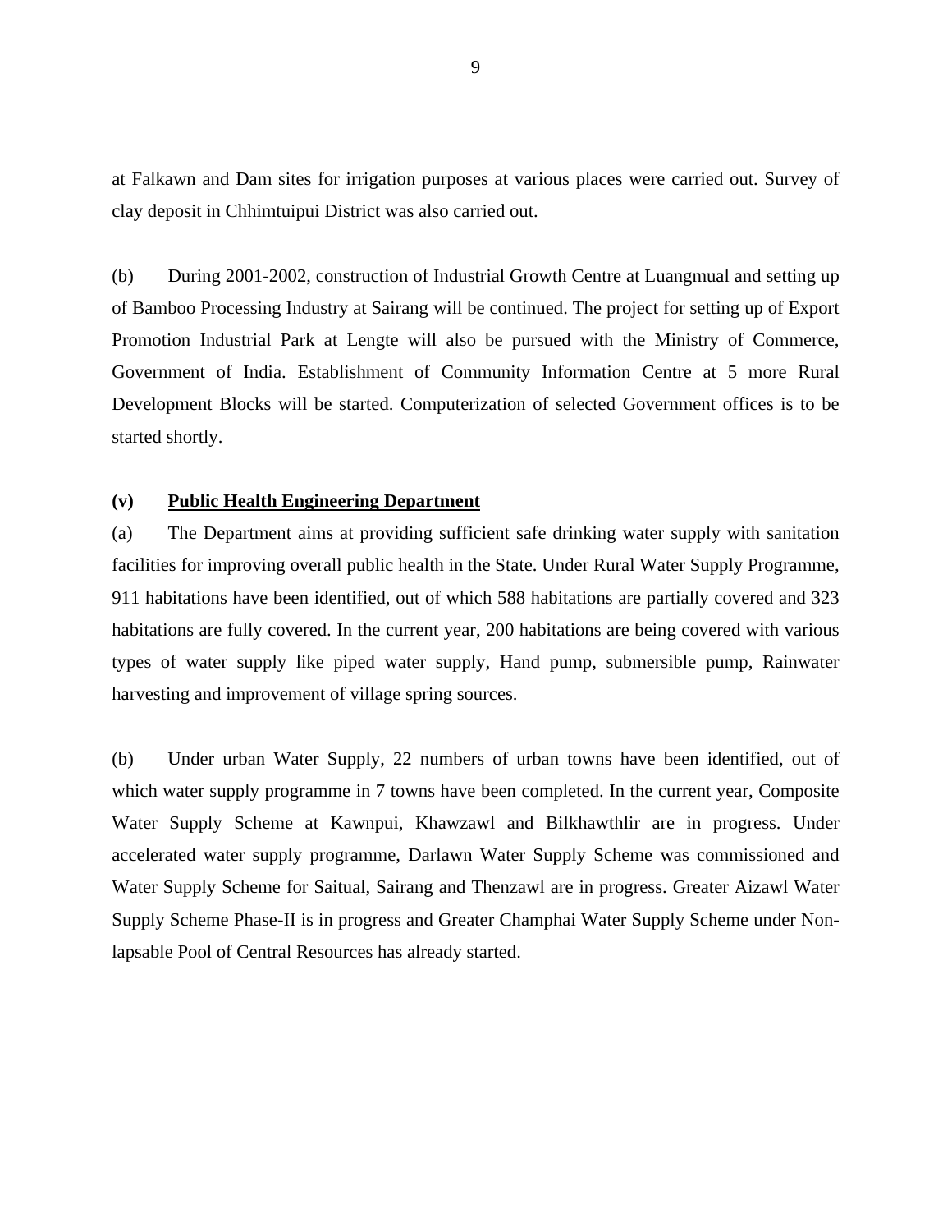at Falkawn and Dam sites for irrigation purposes at various places were carried out. Survey of clay deposit in Chhimtuipui District was also carried out.

(b) During 2001-2002, construction of Industrial Growth Centre at Luangmual and setting up of Bamboo Processing Industry at Sairang will be continued. The project for setting up of Export Promotion Industrial Park at Lengte will also be pursued with the Ministry of Commerce, Government of India. Establishment of Community Information Centre at 5 more Rural Development Blocks will be started. Computerization of selected Government offices is to be started shortly.

### (v) Public Health Engineering Department

(a) The Department aims at providing sufficient safe drinking water supply with sanitation facilities for improving overall public health in the State. Under Rural Water Supply Programme, 911 habitations have been identified, out of which 588 habitations are partially covered and 323 habitations are fully covered. In the current year, 200 habitations are being covered with various types of water supply like piped water supply, Hand pump, submersible pump, Rainwater harvesting and improvement of village spring sources.

(b) Under urban Water Supply, 22 numbers of urban towns have been identified, out of which water supply programme in 7 towns have been completed. In the current year, Composite Water Supply Scheme at Kawnpui, Khawzawl and Bilkhawthlir are in progress. Under accelerated water supply programme, Darlawn Water Supply Scheme was commissioned and Water Supply Scheme for Saitual, Sairang and Thenzawl are in progress. Greater Aizawl Water Supply Scheme Phase-II is in progress and Greater Champhai Water Supply Scheme under Non-lapsable Pool of Central Resources has already started.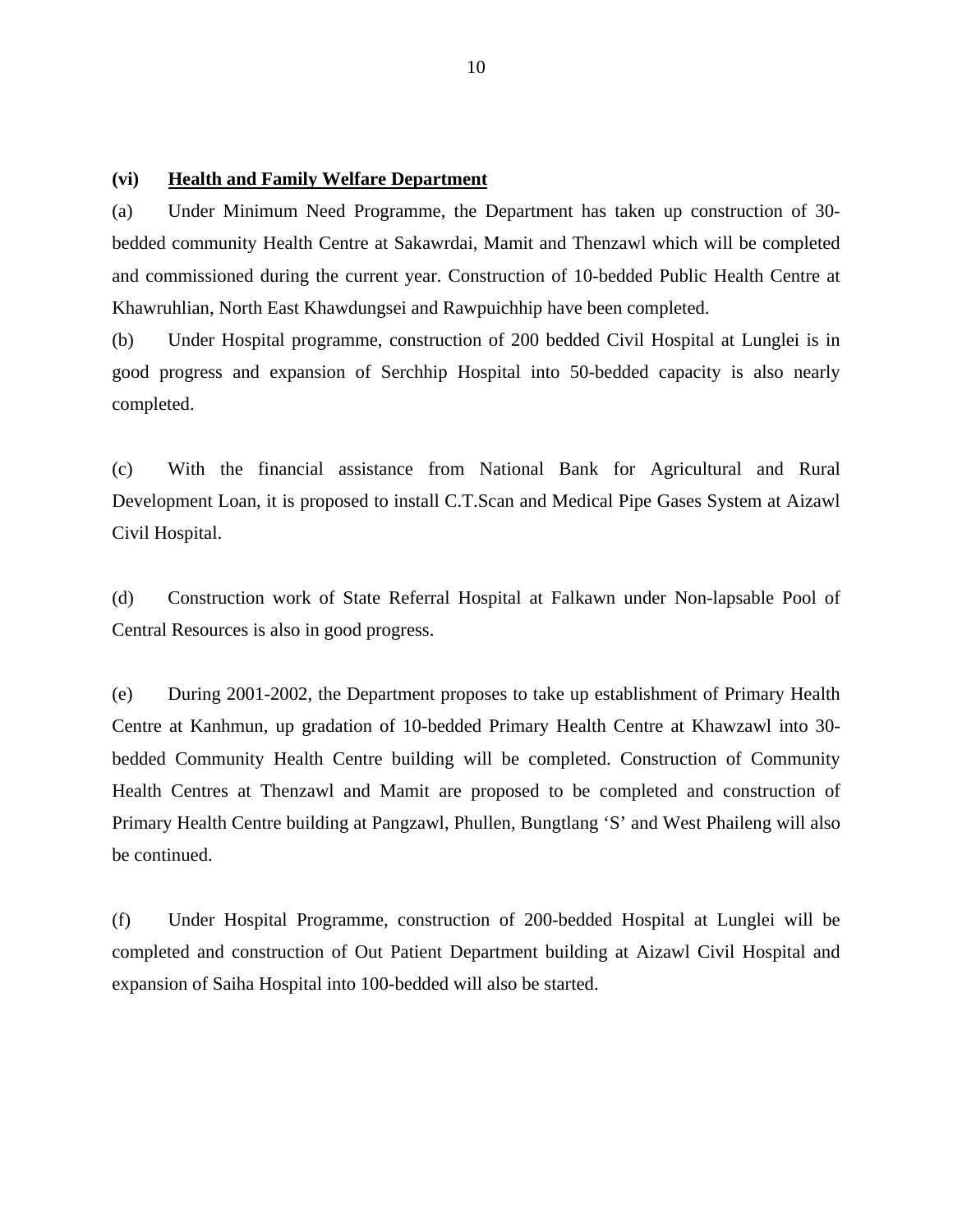**(vi) Health and Family Welfare Department**

(a) Under Minimum Need Programme, the Department has taken up construction of 30-bedded community Health Centre at Sakawrdai, Mamit and Thenzawl which will be completed and commissioned during the current year. Construction of 10-bedded Public Health Centre at Khawruhlian, North East Khawdungsei and Rawpuichhip have been completed.

(b) Under Hospital programme, construction of 200 bedded Civil Hospital at Lunglei is in good progress and expansion of Serchhip Hospital into 50-bedded capacity is also nearly completed.

(c) With the financial assistance from National Bank for Agricultural and Rural Development Loan, it is proposed to install C.T.Scan and Medical Pipe Gases System at Aizawl Civil Hospital.

(d) Construction work of State Referral Hospital at Falkawn under Non-lapsable Pool of Central Resources is also in good progress.

(e) During 2001-2002, the Department proposes to take up establishment of Primary Health Centre at Kanhmun, up gradation of 10-bedded Primary Health Centre at Khawzawl into 30-bedded Community Health Centre building will be completed. Construction of Community Health Centres at Thenzawl and Mamit are proposed to be completed and construction of Primary Health Centre building at Pangzawl, Phullen, Bungtlang 'S' and West Phaileng will also be continued.

(f) Under Hospital Programme, construction of 200-bedded Hospital at Lunglei will be completed and construction of Out Patient Department building at Aizawl Civil Hospital and expansion of Saiha Hospital into 100-bedded will also be started.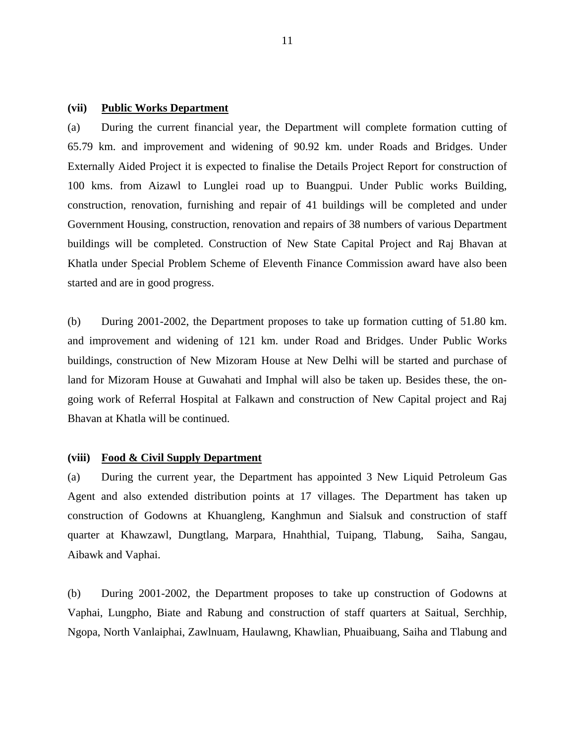**(vii) Public Works Department**

(a) During the current financial year, the Department will complete formation cutting of 65.79 km. and improvement and widening of 90.92 km. under Roads and Bridges. Under Externally Aided Project it is expected to finalise the Details Project Report for construction of 100 kms. from Aizawl to Lunglei road up to Buangpui. Under Public works Building, construction, renovation, furnishing and repair of 41 buildings will be completed and under Government Housing, construction, renovation and repairs of 38 numbers of various Department buildings will be completed. Construction of New State Capital Project and Raj Bhavan at Khatla under Special Problem Scheme of Eleventh Finance Commission award have also been started and are in good progress.

(b) During 2001-2002, the Department proposes to take up formation cutting of 51.80 km. and improvement and widening of 121 km. under Road and Bridges. Under Public Works buildings, construction of New Mizoram House at New Delhi will be started and purchase of land for Mizoram House at Guwahati and Imphal will also be taken up. Besides these, the on-going work of Referral Hospital at Falkawn and construction of New Capital project and Raj Bhavan at Khatla will be continued.

**(viii) Food & Civil Supply Department**

(a) During the current year, the Department has appointed 3 New Liquid Petroleum Gas Agent and also extended distribution points at 17 villages. The Department has taken up construction of Godowns at Khuangleng, Kanghmun and Sialsuk and construction of staff quarter at Khawzawl, Dungtlang, Marpara, Hnahthial, Tuipang, Tlabung, Saiha, Sangau, Aibawk and Vaphai.

(b) During 2001-2002, the Department proposes to take up construction of Godowns at Vaphai, Lungpho, Biate and Rabung and construction of staff quarters at Saitual, Serchhip, Ngopa, North Vanlaiphai, Zawlnuam, Haulawng, Khawlian, Phuaibuang, Saiha and Tlabung and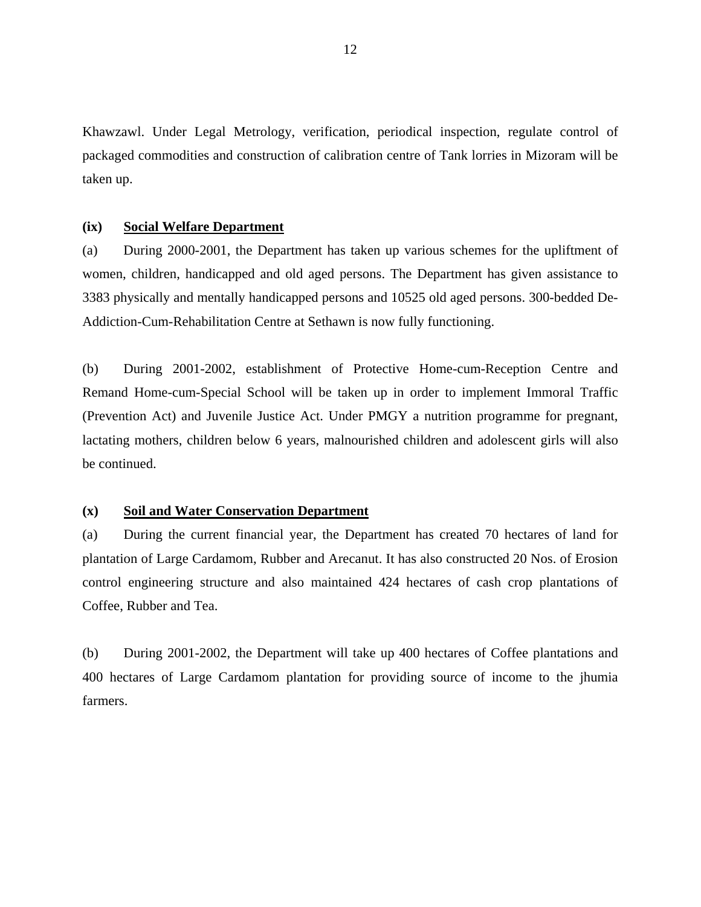Khawzawl. Under Legal Metrology, verification, periodical inspection, regulate control of packaged commodities and construction of calibration centre of Tank lorries in Mizoram will be taken up.

**(ix) Social Welfare Department**

(a) During 2000-2001, the Department has taken up various schemes for the upliftment of women, children, handicapped and old aged persons. The Department has given assistance to 3383 physically and mentally handicapped persons and 10525 old aged persons. 300-bedded De-Addiction-Cum-Rehabilitation Centre at Sethawn is now fully functioning.

(b) During 2001-2002, establishment of Protective Home-cum-Reception Centre and Remand Home-cum-Special School will be taken up in order to implement Immoral Traffic (Prevention Act) and Juvenile Justice Act. Under PMGY a nutrition programme for pregnant, lactating mothers, children below 6 years, malnourished children and adolescent girls will also be continued.

**(x) Soil and Water Conservation Department**

(a) During the current financial year, the Department has created 70 hectares of land for plantation of Large Cardamom, Rubber and Arecanut. It has also constructed 20 Nos. of Erosion control engineering structure and also maintained 424 hectares of cash crop plantations of Coffee, Rubber and Tea.

(b) During 2001-2002, the Department will take up 400 hectares of Coffee plantations and 400 hectares of Large Cardamom plantation for providing source of income to the jhumia farmers.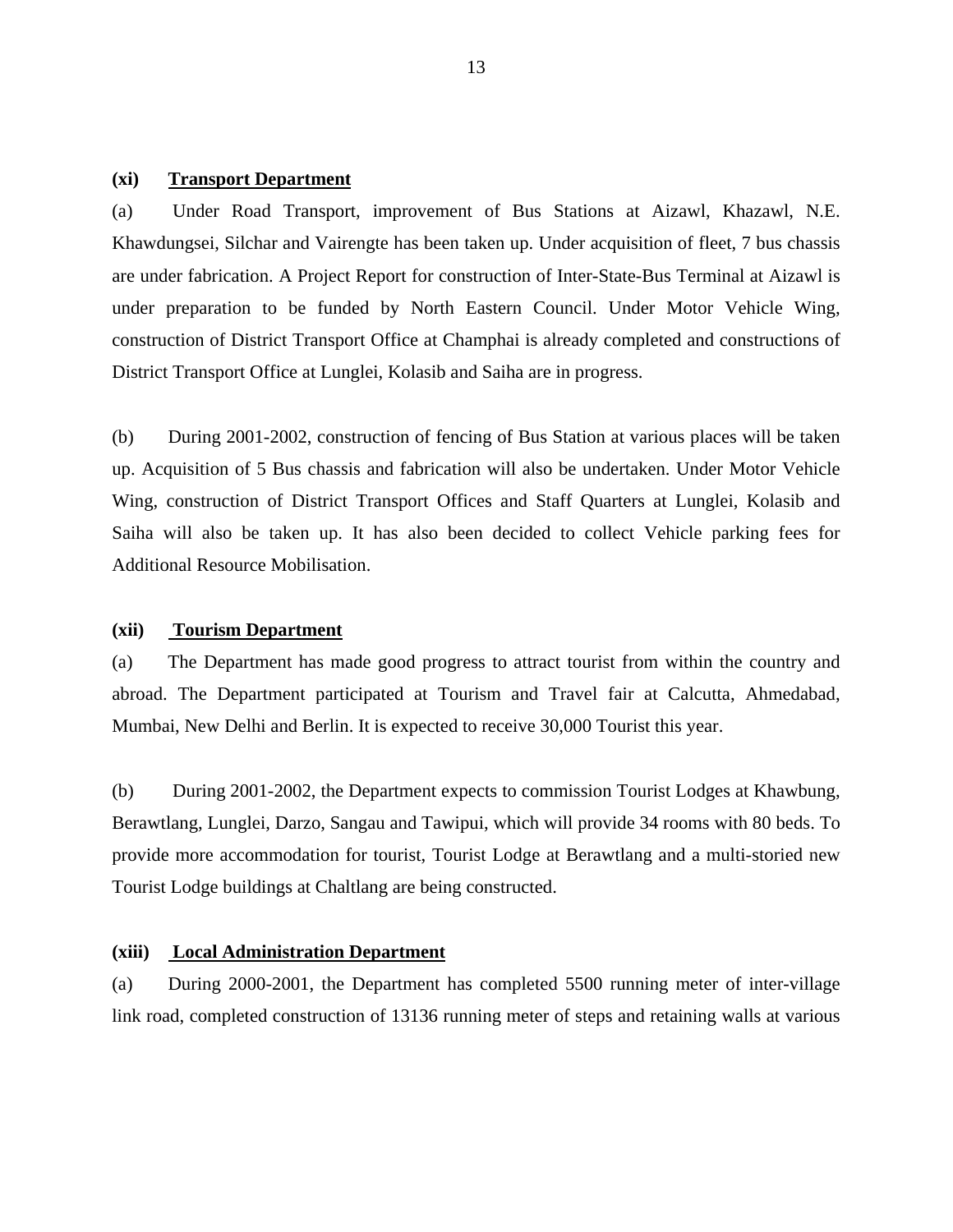### (xi) Transport Department

(a) Under Road Transport, improvement of Bus Stations at Aizawl, Khazawl, N.E. Khawdungsei, Silchar and Vairengte has been taken up. Under acquisition of fleet, 7 bus chassis are under fabrication. A Project Report for construction of Inter-State-Bus Terminal at Aizawl is under preparation to be funded by North Eastern Council. Under Motor Vehicle Wing, construction of District Transport Office at Champhai is already completed and constructions of District Transport Office at Lunglei, Kolasib and Saiha are in progress.

(b) During 2001-2002, construction of fencing of Bus Station at various places will be taken up. Acquisition of 5 Bus chassis and fabrication will also be undertaken. Under Motor Vehicle Wing, construction of District Transport Offices and Staff Quarters at Lunglei, Kolasib and Saiha will also be taken up. It has also been decided to collect Vehicle parking fees for Additional Resource Mobilisation.

### (xii) Tourism Department

(a) The Department has made good progress to attract tourist from within the country and abroad. The Department participated at Tourism and Travel fair at Calcutta, Ahmedabad, Mumbai, New Delhi and Berlin. It is expected to receive 30,000 Tourist this year.

(b) During 2001-2002, the Department expects to commission Tourist Lodges at Khawbung, Berawtlang, Lunglei, Darzo, Sangau and Tawipui, which will provide 34 rooms with 80 beds. To provide more accommodation for tourist, Tourist Lodge at Berawtlang and a multi-storied new Tourist Lodge buildings at Chaltlang are being constructed.

### (xiii) Local Administration Department

(a) During 2000-2001, the Department has completed 5500 running meter of inter-village link road, completed construction of 13136 running meter of steps and retaining walls at various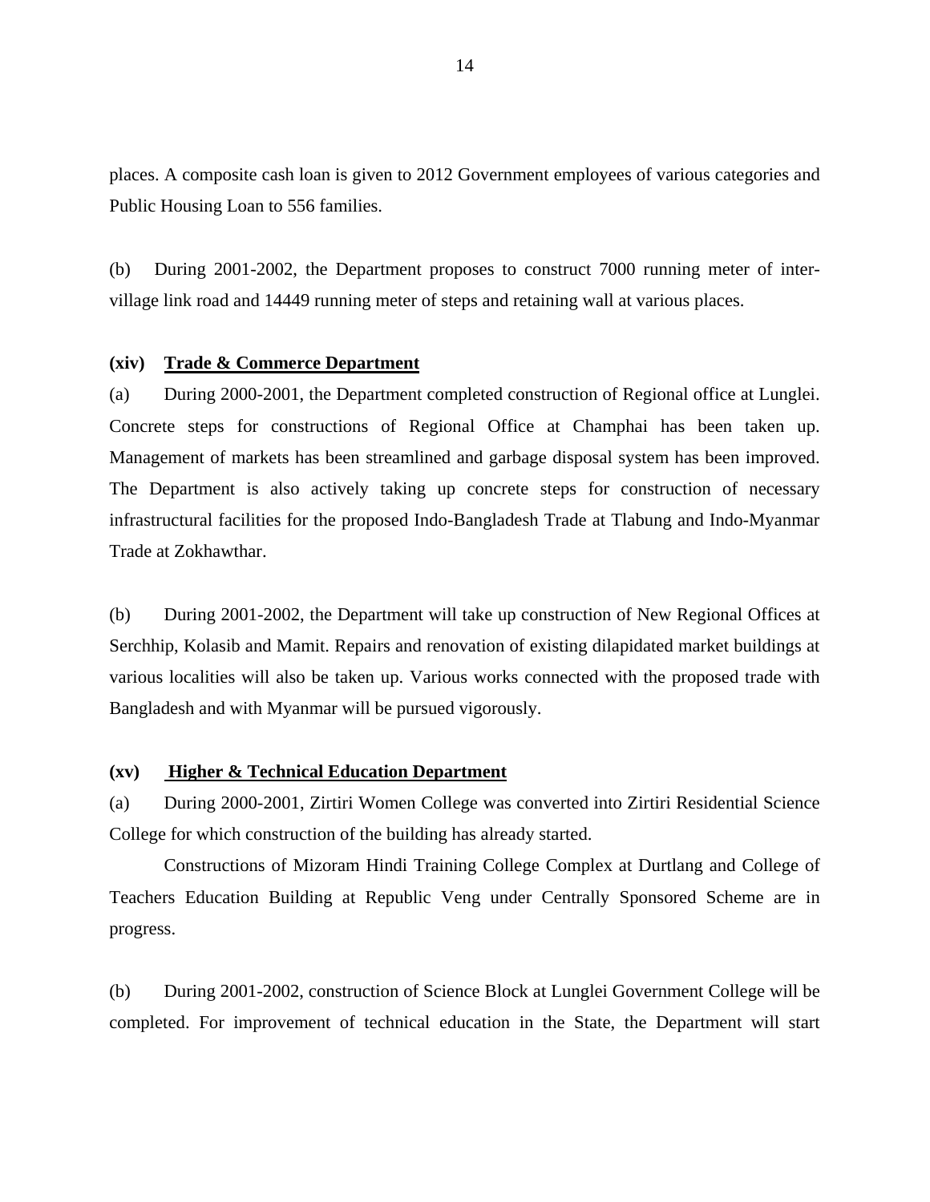places. A composite cash loan is given to 2012 Government employees of various categories and Public Housing Loan to 556 families.

(b) During 2001-2002, the Department proposes to construct 7000 running meter of inter-village link road and 14449 running meter of steps and retaining wall at various places.

**(xiv) Trade & Commerce Department**

(a) During 2000-2001, the Department completed construction of Regional office at Lunglei. Concrete steps for constructions of Regional Office at Champhai has been taken up. Management of markets has been streamlined and garbage disposal system has been improved. The Department is also actively taking up concrete steps for construction of necessary infrastructural facilities for the proposed Indo-Bangladesh Trade at Tlabung and Indo-Myanmar Trade at Zokhawthar.

(b) During 2001-2002, the Department will take up construction of New Regional Offices at Serchhip, Kolasib and Mamit. Repairs and renovation of existing dilapidated market buildings at various localities will also be taken up. Various works connected with the proposed trade with Bangladesh and with Myanmar will be pursued vigorously.

**(xv) Higher & Technical Education Department**

(a) During 2000-2001, Zirtiri Women College was converted into Zirtiri Residential Science College for which construction of the building has already started.

Constructions of Mizoram Hindi Training College Complex at Durtlang and College of Teachers Education Building at Republic Veng under Centrally Sponsored Scheme are in progress.

(b) During 2001-2002, construction of Science Block at Lunglei Government College will be completed. For improvement of technical education in the State, the Department will start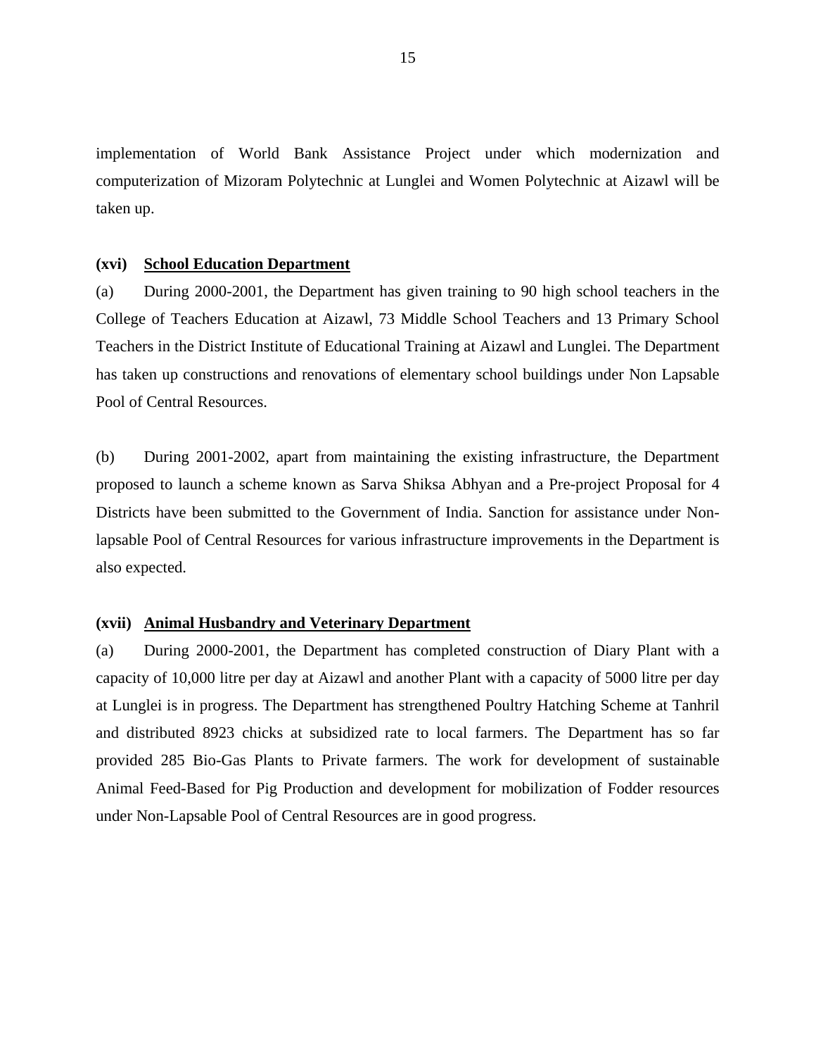implementation of World Bank Assistance Project under which modernization and computerization of Mizoram Polytechnic at Lunglei and Women Polytechnic at Aizawl will be taken up.

**(xvi) <u>School Education Department</u>**

(a) During 2000-2001, the Department has given training to 90 high school teachers in the College of Teachers Education at Aizawl, 73 Middle School Teachers and 13 Primary School Teachers in the District Institute of Educational Training at Aizawl and Lunglei. The Department has taken up constructions and renovations of elementary school buildings under Non Lapsable Pool of Central Resources.

(b) During 2001-2002, apart from maintaining the existing infrastructure, the Department proposed to launch a scheme known as Sarva Shiksa Abhyan and a Pre-project Proposal for 4 Districts have been submitted to the Government of India. Sanction for assistance under Non-lapsable Pool of Central Resources for various infrastructure improvements in the Department is also expected.

**(xvii) <u>Animal Husbandry and Veterinary Department</u>**

(a) During 2000-2001, the Department has completed construction of Diary Plant with a capacity of 10,000 litre per day at Aizawl and another Plant with a capacity of 5000 litre per day at Lunglei is in progress. The Department has strengthened Poultry Hatching Scheme at Tanhril and distributed 8923 chicks at subsidized rate to local farmers. The Department has so far provided 285 Bio-Gas Plants to Private farmers. The work for development of sustainable Animal Feed-Based for Pig Production and development for mobilization of Fodder resources under Non-Lapsable Pool of Central Resources are in good progress.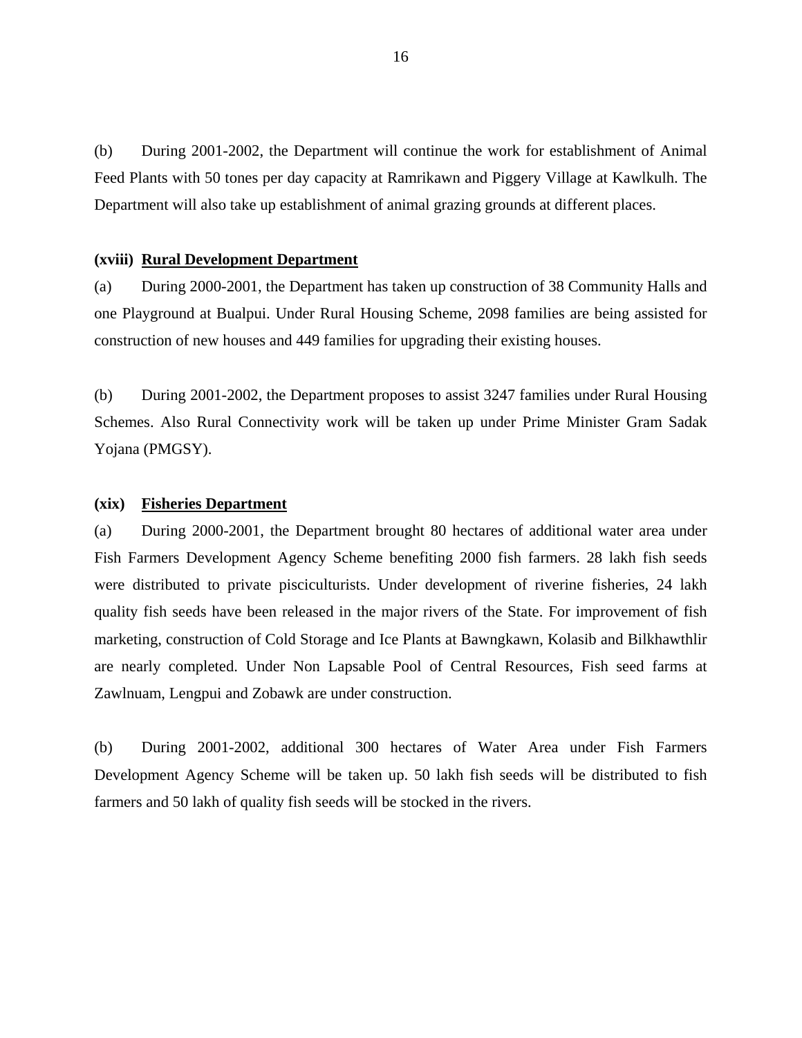(b) During 2001-2002, the Department will continue the work for establishment of Animal Feed Plants with 50 tones per day capacity at Ramrikawn and Piggery Village at Kawlkulh. The Department will also take up establishment of animal grazing grounds at different places.

**(xviii) <u>Rural Development Department</u>**

(a) During 2000-2001, the Department has taken up construction of 38 Community Halls and one Playground at Bualpui. Under Rural Housing Scheme, 2098 families are being assisted for construction of new houses and 449 families for upgrading their existing houses.

(b) During 2001-2002, the Department proposes to assist 3247 families under Rural Housing Schemes. Also Rural Connectivity work will be taken up under Prime Minister Gram Sadak Yojana (PMGSY).

**(xix) <u>Fisheries Department</u>**

(a) During 2000-2001, the Department brought 80 hectares of additional water area under Fish Farmers Development Agency Scheme benefiting 2000 fish farmers. 28 lakh fish seeds were distributed to private pisciculturists. Under development of riverine fisheries, 24 lakh quality fish seeds have been released in the major rivers of the State. For improvement of fish marketing, construction of Cold Storage and Ice Plants at Bawngkawn, Kolasib and Bilkhawthlir are nearly completed. Under Non Lapsable Pool of Central Resources, Fish seed farms at Zawlnuam, Lengpui and Zobawk are under construction.

(b) During 2001-2002, additional 300 hectares of Water Area under Fish Farmers Development Agency Scheme will be taken up. 50 lakh fish seeds will be distributed to fish farmers and 50 lakh of quality fish seeds will be stocked in the rivers.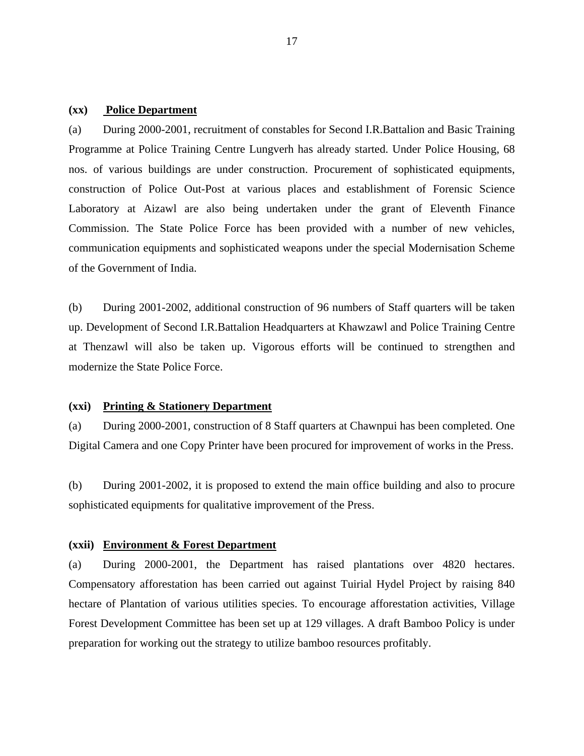**(xx) Police Department**

(a) During 2000-2001, recruitment of constables for Second I.R.Battalion and Basic Training Programme at Police Training Centre Lungverh has already started. Under Police Housing, 68 nos. of various buildings are under construction. Procurement of sophisticated equipments, construction of Police Out-Post at various places and establishment of Forensic Science Laboratory at Aizawl are also being undertaken under the grant of Eleventh Finance Commission. The State Police Force has been provided with a number of new vehicles, communication equipments and sophisticated weapons under the special Modernisation Scheme of the Government of India.

(b) During 2001-2002, additional construction of 96 numbers of Staff quarters will be taken up. Development of Second I.R.Battalion Headquarters at Khawzawl and Police Training Centre at Thenzawl will also be taken up. Vigorous efforts will be continued to strengthen and modernize the State Police Force.

**(xxi) Printing & Stationery Department**

(a) During 2000-2001, construction of 8 Staff quarters at Chawnpui has been completed. One Digital Camera and one Copy Printer have been procured for improvement of works in the Press.

(b) During 2001-2002, it is proposed to extend the main office building and also to procure sophisticated equipments for qualitative improvement of the Press.

**(xxii) Environment & Forest Department**

(a) During 2000-2001, the Department has raised plantations over 4820 hectares. Compensatory afforestation has been carried out against Tuirial Hydel Project by raising 840 hectare of Plantation of various utilities species. To encourage afforestation activities, Village Forest Development Committee has been set up at 129 villages. A draft Bamboo Policy is under preparation for working out the strategy to utilize bamboo resources profitably.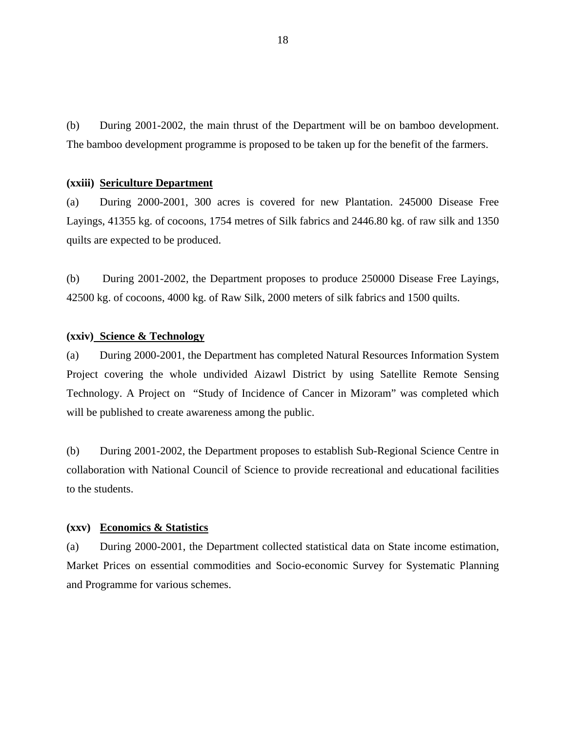(b) During 2001-2002, the main thrust of the Department will be on bamboo development. The bamboo development programme is proposed to be taken up for the benefit of the farmers.

**(xxiii) <u>Sericulture Department</u>**

(a) During 2000-2001, 300 acres is covered for new Plantation. 245000 Disease Free Layings, 41355 kg. of cocoons, 1754 metres of Silk fabrics and 2446.80 kg. of raw silk and 1350 quilts are expected to be produced.

(b) During 2001-2002, the Department proposes to produce 250000 Disease Free Layings, 42500 kg. of cocoons, 4000 kg. of Raw Silk, 2000 meters of silk fabrics and 1500 quilts.

**(xxiv) <u>Science & Technology</u>**

(a) During 2000-2001, the Department has completed Natural Resources Information System Project covering the whole undivided Aizawl District by using Satellite Remote Sensing Technology. A Project on "Study of Incidence of Cancer in Mizoram" was completed which will be published to create awareness among the public.

(b) During 2001-2002, the Department proposes to establish Sub-Regional Science Centre in collaboration with National Council of Science to provide recreational and educational facilities to the students.

**(xxv) <u>Economics & Statistics</u>**

(a) During 2000-2001, the Department collected statistical data on State income estimation, Market Prices on essential commodities and Socio-economic Survey for Systematic Planning and Programme for various schemes.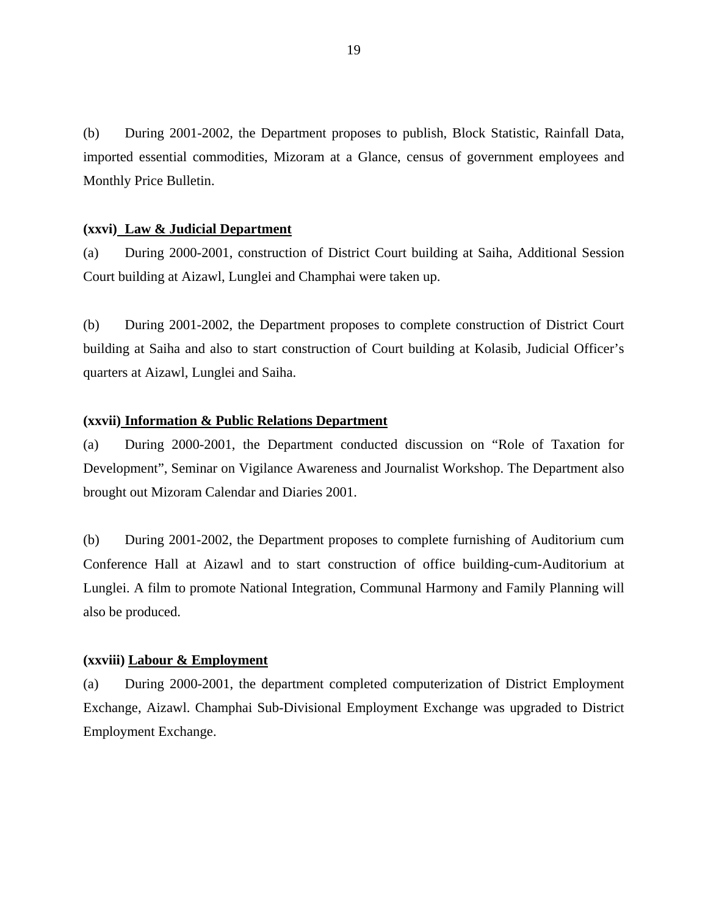(b) During 2001-2002, the Department proposes to publish, Block Statistic, Rainfall Data, imported essential commodities, Mizoram at a Glance, census of government employees and Monthly Price Bulletin.

**(xxvi) Law & Judicial Department**

(a) During 2000-2001, construction of District Court building at Saiha, Additional Session Court building at Aizawl, Lunglei and Champhai were taken up.

(b) During 2001-2002, the Department proposes to complete construction of District Court building at Saiha and also to start construction of Court building at Kolasib, Judicial Officer's quarters at Aizawl, Lunglei and Saiha.

**(xxvii) Information & Public Relations Department**

(a) During 2000-2001, the Department conducted discussion on "Role of Taxation for Development", Seminar on Vigilance Awareness and Journalist Workshop. The Department also brought out Mizoram Calendar and Diaries 2001.

(b) During 2001-2002, the Department proposes to complete furnishing of Auditorium cum Conference Hall at Aizawl and to start construction of office building-cum-Auditorium at Lunglei. A film to promote National Integration, Communal Harmony and Family Planning will also be produced.

**(xxviii) Labour & Employment**

(a) During 2000-2001, the department completed computerization of District Employment Exchange, Aizawl. Champhai Sub-Divisional Employment Exchange was upgraded to District Employment Exchange.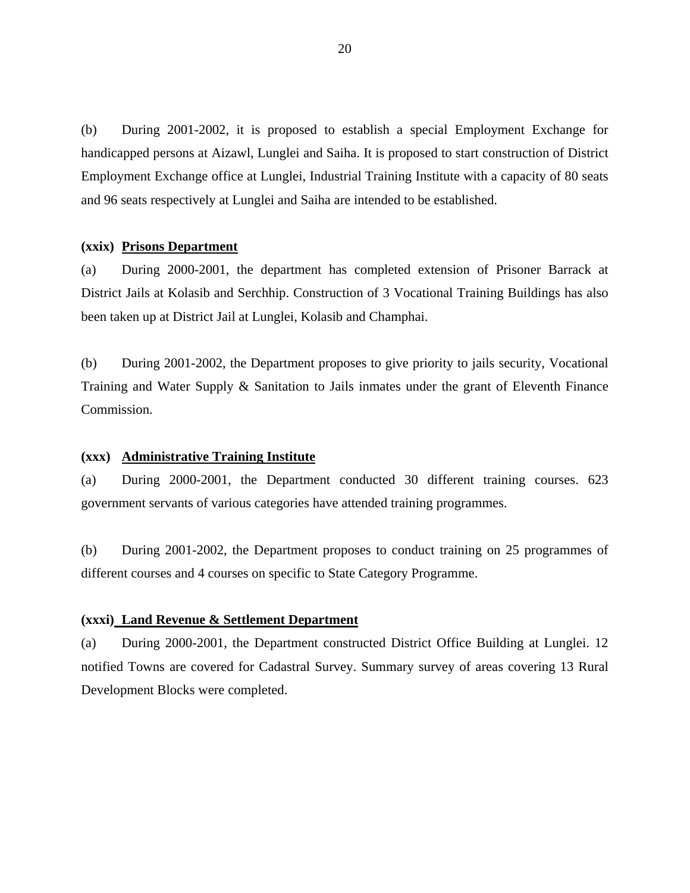(b) During 2001-2002, it is proposed to establish a special Employment Exchange for handicapped persons at Aizawl, Lunglei and Saiha. It is proposed to start construction of District Employment Exchange office at Lunglei, Industrial Training Institute with a capacity of 80 seats and 96 seats respectively at Lunglei and Saiha are intended to be established.

**(xxix) <u>Prisons Department</u>**

(a) During 2000-2001, the department has completed extension of Prisoner Barrack at District Jails at Kolasib and Serchhip. Construction of 3 Vocational Training Buildings has also been taken up at District Jail at Lunglei, Kolasib and Champhai.

(b) During 2001-2002, the Department proposes to give priority to jails security, Vocational Training and Water Supply & Sanitation to Jails inmates under the grant of Eleventh Finance Commission.

**(xxx) <u>Administrative Training Institute</u>**

(a) During 2000-2001, the Department conducted 30 different training courses. 623 government servants of various categories have attended training programmes.

(b) During 2001-2002, the Department proposes to conduct training on 25 programmes of different courses and 4 courses on specific to State Category Programme.

**(xxxi) <u>Land Revenue & Settlement Department</u>**

(a) During 2000-2001, the Department constructed District Office Building at Lunglei. 12 notified Towns are covered for Cadastral Survey. Summary survey of areas covering 13 Rural Development Blocks were completed.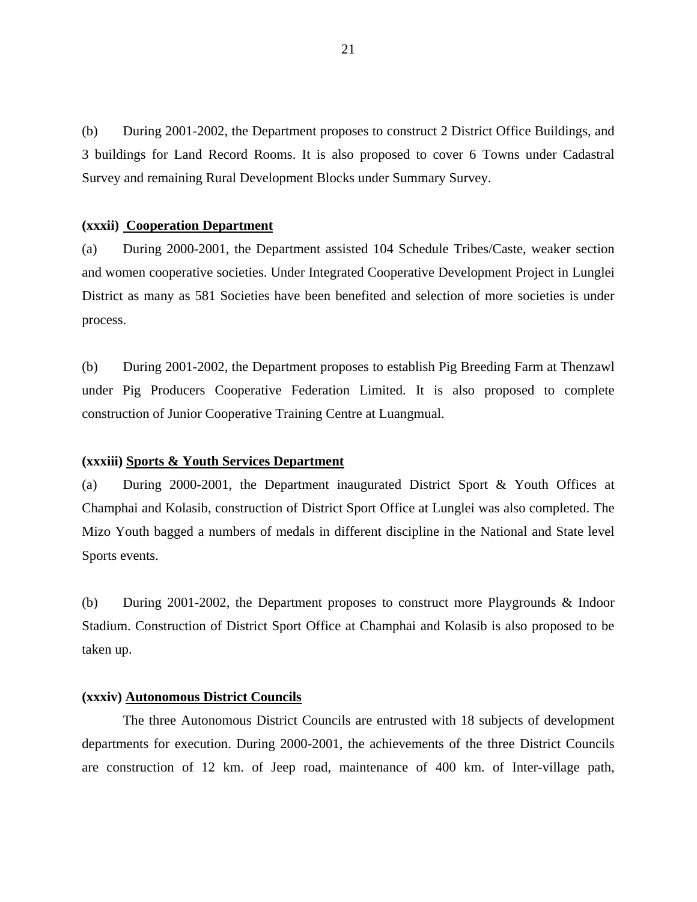(b) During 2001-2002, the Department proposes to construct 2 District Office Buildings, and 3 buildings for Land Record Rooms. It is also proposed to cover 6 Towns under Cadastral Survey and remaining Rural Development Blocks under Summary Survey.

**(xxxii) Cooperation Department**

(a) During 2000-2001, the Department assisted 104 Schedule Tribes/Caste, weaker section and women cooperative societies. Under Integrated Cooperative Development Project in Lunglei District as many as 581 Societies have been benefited and selection of more societies is under process.

(b) During 2001-2002, the Department proposes to establish Pig Breeding Farm at Thenzawl under Pig Producers Cooperative Federation Limited. It is also proposed to complete construction of Junior Cooperative Training Centre at Luangmual.

**(xxxiii) Sports & Youth Services Department**

(a) During 2000-2001, the Department inaugurated District Sport & Youth Offices at Champhai and Kolasib, construction of District Sport Office at Lunglei was also completed. The Mizo Youth bagged a numbers of medals in different discipline in the National and State level Sports events.

(b) During 2001-2002, the Department proposes to construct more Playgrounds & Indoor Stadium. Construction of District Sport Office at Champhai and Kolasib is also proposed to be taken up.

**(xxxiv) Autonomous District Councils**

The three Autonomous District Councils are entrusted with 18 subjects of development departments for execution. During 2000-2001, the achievements of the three District Councils are construction of 12 km. of Jeep road, maintenance of 400 km. of Inter-village path,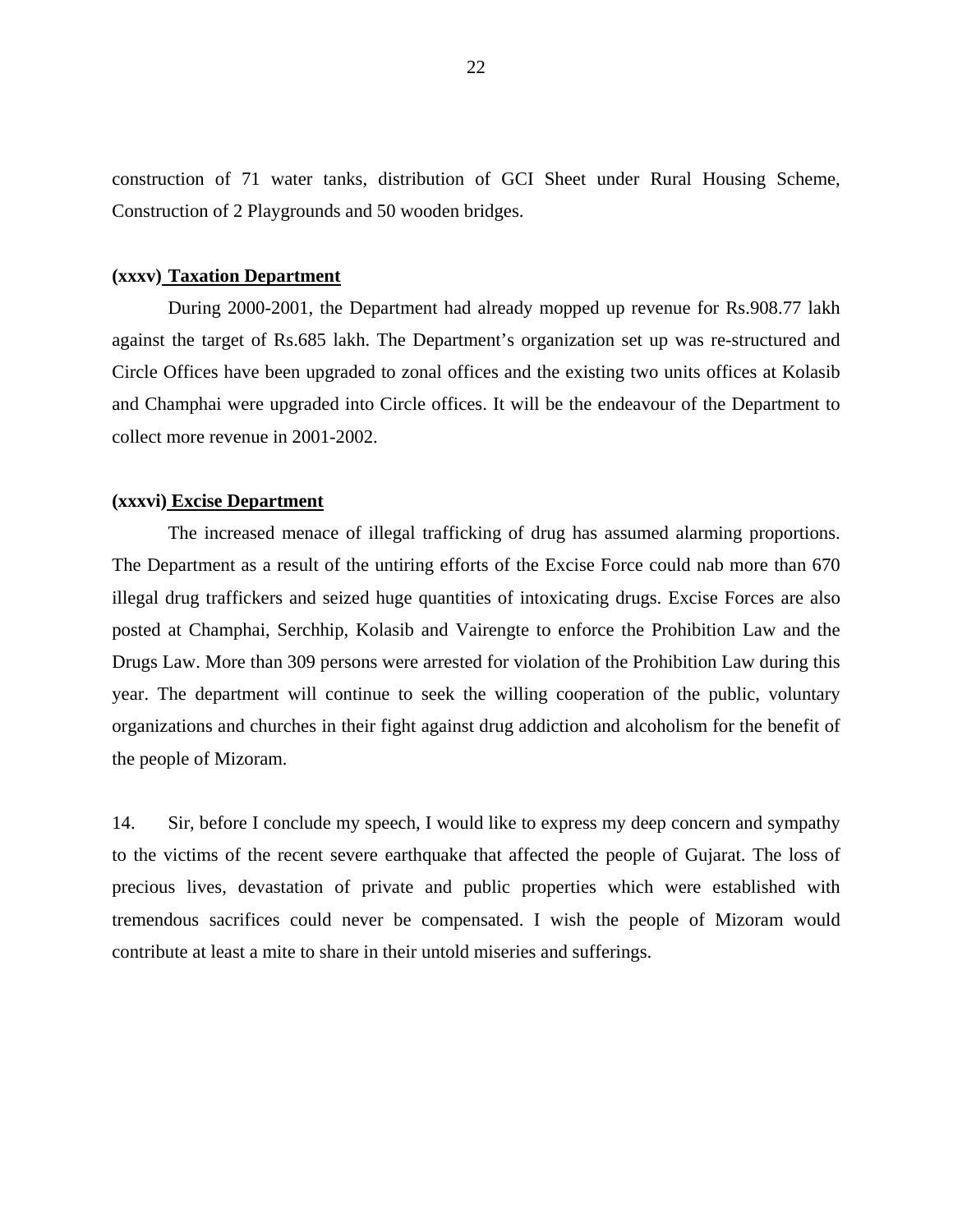construction of 71 water tanks, distribution of GCI Sheet under Rural Housing Scheme, Construction of 2 Playgrounds and 50 wooden bridges.

**(xxxv) Taxation Department**

During 2000-2001, the Department had already mopped up revenue for Rs.908.77 lakh against the target of Rs.685 lakh. The Department's organization set up was re-structured and Circle Offices have been upgraded to zonal offices and the existing two units offices at Kolasib and Champhai were upgraded into Circle offices. It will be the endeavour of the Department to collect more revenue in 2001-2002.

**(xxxvi) Excise Department**

The increased menace of illegal trafficking of drug has assumed alarming proportions. The Department as a result of the untiring efforts of the Excise Force could nab more than 670 illegal drug traffickers and seized huge quantities of intoxicating drugs. Excise Forces are also posted at Champhai, Serchhip, Kolasib and Vairengte to enforce the Prohibition Law and the Drugs Law. More than 309 persons were arrested for violation of the Prohibition Law during this year. The department will continue to seek the willing cooperation of the public, voluntary organizations and churches in their fight against drug addiction and alcoholism for the benefit of the people of Mizoram.

14. Sir, before I conclude my speech, I would like to express my deep concern and sympathy to the victims of the recent severe earthquake that affected the people of Gujarat. The loss of precious lives, devastation of private and public properties which were established with tremendous sacrifices could never be compensated. I wish the people of Mizoram would contribute at least a mite to share in their untold miseries and sufferings.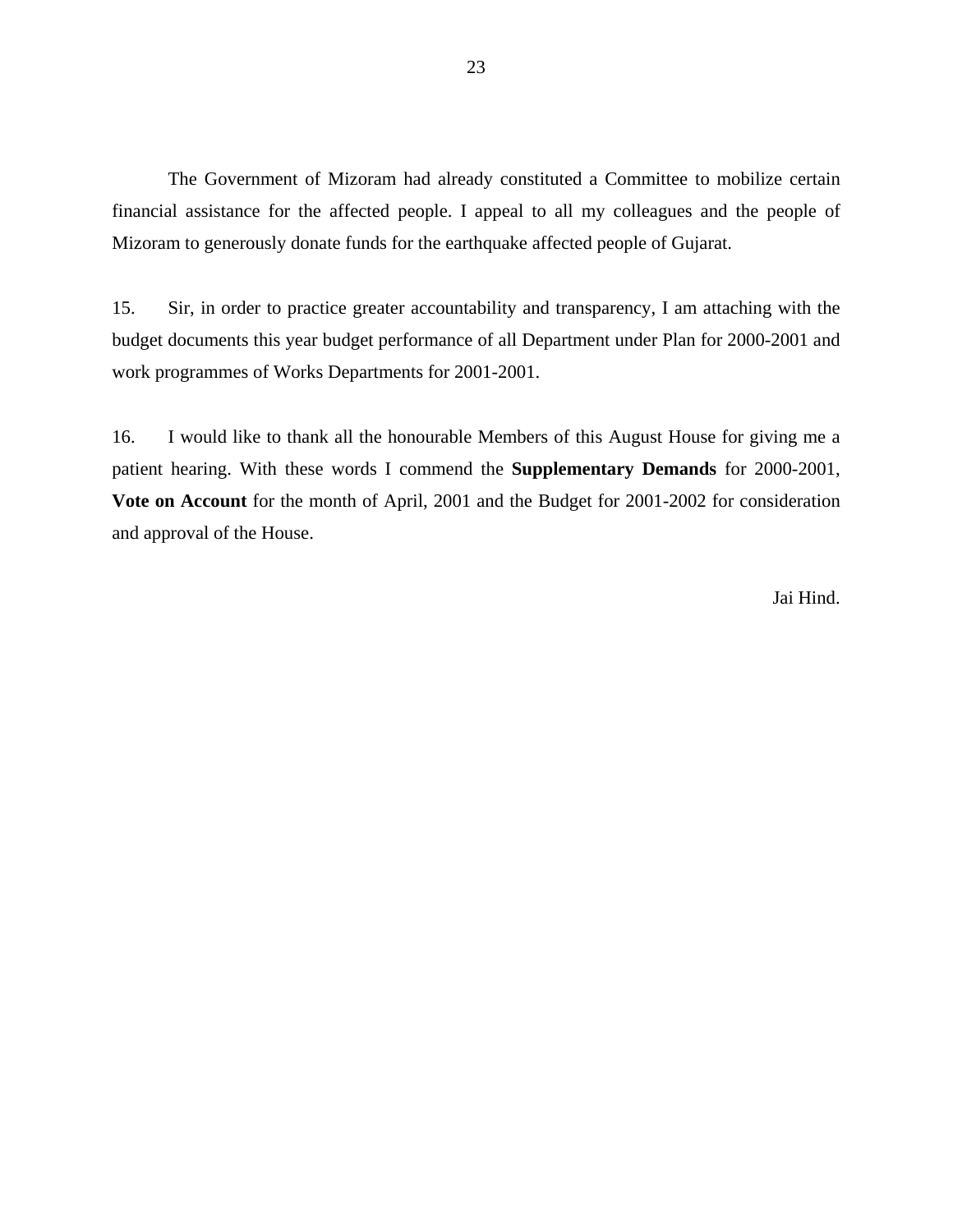The Government of Mizoram had already constituted a Committee to mobilize certain financial assistance for the affected people. I appeal to all my colleagues and the people of Mizoram to generously donate funds for the earthquake affected people of Gujarat.

15. Sir, in order to practice greater accountability and transparency, I am attaching with the budget documents this year budget performance of all Department under Plan for 2000-2001 and work programmes of Works Departments for 2001-2001.

16. I would like to thank all the honourable Members of this August House for giving me a patient hearing. With these words I commend the **Supplementary Demands** for 2000-2001, **Vote on Account** for the month of April, 2001 and the Budget for 2001-2002 for consideration and approval of the House.

Jai Hind.